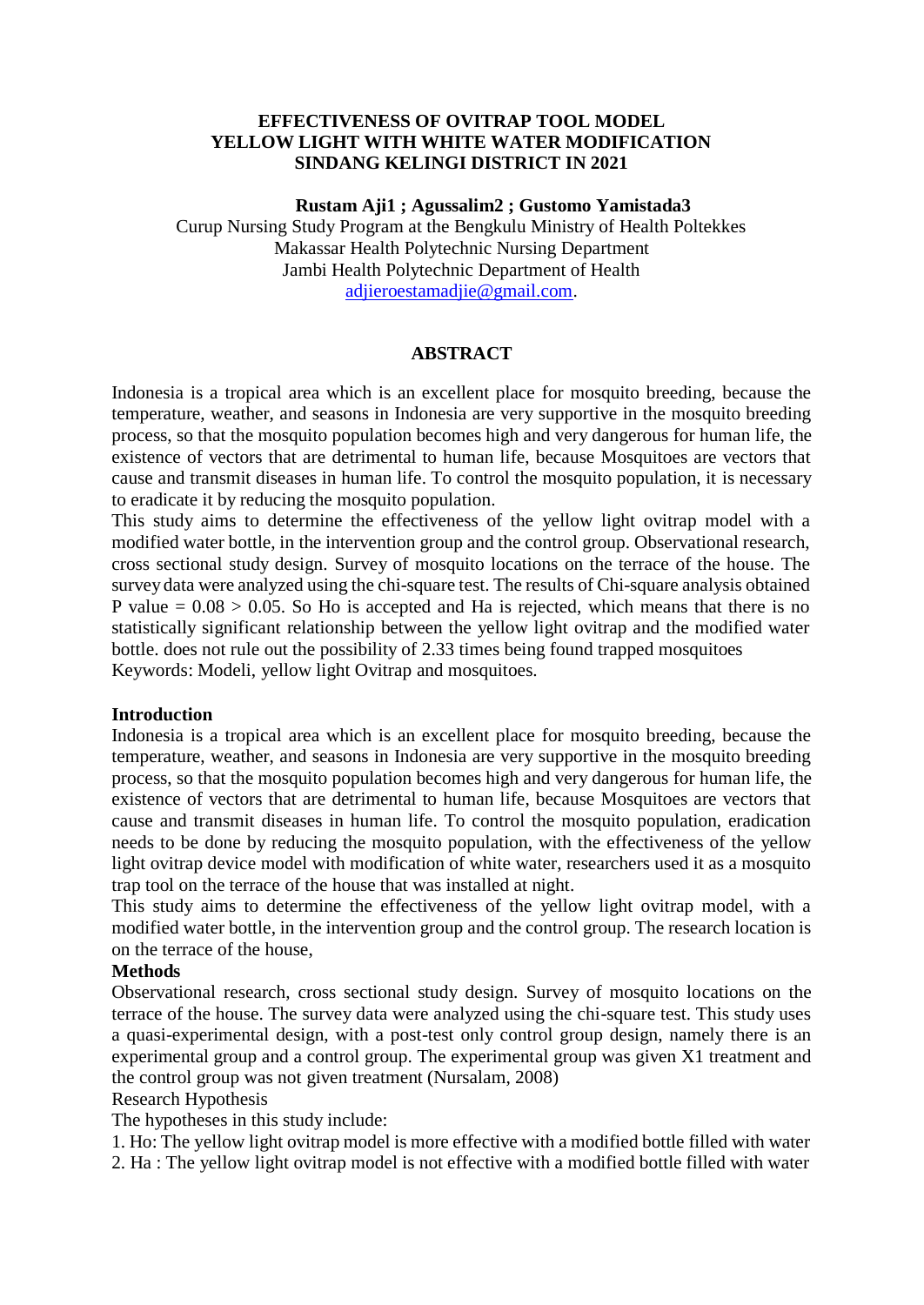# EFFECTIVENESS OF OVITRAP TOOL MODEL YELLOW LIGHT WITH WHITE WATER MODIFICATION SINDANG KELINGI DISTRICT IN 2021

**Rustam Aji1 ; Agussalim2 ; Gustomo Yamistada3**

Curup Nursing Study Program at the Bengkulu Ministry of Health Poltekkes
Makassar Health Polytechnic Nursing Department
Jambi Health Polytechnic Department of Health
adjieroestamadjie@gmail.com.

## ABSTRACT

Indonesia is a tropical area which is an excellent place for mosquito breeding, because the temperature, weather, and seasons in Indonesia are very supportive in the mosquito breeding process, so that the mosquito population becomes high and very dangerous for human life, the existence of vectors that are detrimental to human life, because Mosquitoes are vectors that cause and transmit diseases in human life. To control the mosquito population, it is necessary to eradicate it by reducing the mosquito population.

This study aims to determine the effectiveness of the yellow light ovitrap model with a modified water bottle, in the intervention group and the control group. Observational research, cross sectional study design. Survey of mosquito locations on the terrace of the house. The survey data were analyzed using the chi-square test. The results of Chi-square analysis obtained P value = 0.08 > 0.05. So Ho is accepted and Ha is rejected, which means that there is no statistically significant relationship between the yellow light ovitrap and the modified water bottle. does not rule out the possibility of 2.33 times being found trapped mosquitoes

Keywords: Modeli, yellow light Ovitrap and mosquitoes.

## Introduction

Indonesia is a tropical area which is an excellent place for mosquito breeding, because the temperature, weather, and seasons in Indonesia are very supportive in the mosquito breeding process, so that the mosquito population becomes high and very dangerous for human life, the existence of vectors that are detrimental to human life, because Mosquitoes are vectors that cause and transmit diseases in human life. To control the mosquito population, eradication needs to be done by reducing the mosquito population, with the effectiveness of the yellow light ovitrap device model with modification of white water, researchers used it as a mosquito trap tool on the terrace of the house that was installed at night.

This study aims to determine the effectiveness of the yellow light ovitrap model, with a modified water bottle, in the intervention group and the control group. The research location is on the terrace of the house,

## Methods

Observational research, cross sectional study design. Survey of mosquito locations on the terrace of the house. The survey data were analyzed using the chi-square test. This study uses a quasi-experimental design, with a post-test only control group design, namely there is an experimental group and a control group. The experimental group was given X1 treatment and the control group was not given treatment (Nursalam, 2008)

Research Hypothesis

The hypotheses in this study include:

1. Ho: The yellow light ovitrap model is more effective with a modified bottle filled with water
2. Ha : The yellow light ovitrap model is not effective with a modified bottle filled with water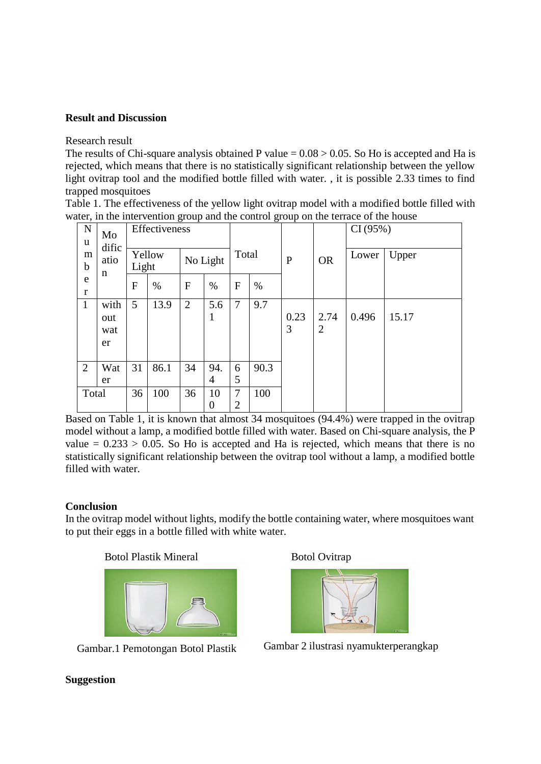**Result and Discussion**

Research result

The results of Chi-square analysis obtained P value = 0.08 > 0.05. So Ho is accepted and Ha is rejected, which means that there is no statistically significant relationship between the yellow light ovitrap tool and the modified bottle filled with water. , it is possible 2.33 times to find trapped mosquitoes

Table 1. The effectiveness of the yellow light ovitrap model with a modified bottle filled with water, in the intervention group and the control group on the terrace of the house

| Number | Modification | Effectiveness | | | | Total | | P | OR | CI (95%) | |
|---|---|---|---|---|---|---|---|---|---|---|---|
| | | Yellow Light | | No Light | | | | | | Lower | Upper |
| | | F | % | F | % | F | % | | | | |
| 1 | without water | 5 | 13.9 | 2 | 5.61 | 7 | 9.7 | 0.233 | 2.742 | 0.496 | 15.17 |
| 2 | Water | 31 | 86.1 | 34 | 94.4 | 65 | 90.3 | | | | |
| Total | | 36 | 100 | 36 | 100 | 72 | 100 | | | | |

Based on Table 1, it is known that almost 34 mosquitoes (94.4%) were trapped in the ovitrap model without a lamp, a modified bottle filled with water. Based on Chi-square analysis, the P value = 0.233 > 0.05. So Ho is accepted and Ha is rejected, which means that there is no statistically significant relationship between the ovitrap tool without a lamp, a modified bottle filled with water.

**Conclusion**

In the ovitrap model without lights, modify the bottle containing water, where mosquitoes want to put their eggs in a bottle filled with white water.

Botol Plastik Mineral

Gambar.1 Pemotongan Botol Plastik

Botol Ovitrap

Gambar 2 ilustrasi nyamukterperangkap

**Suggestion**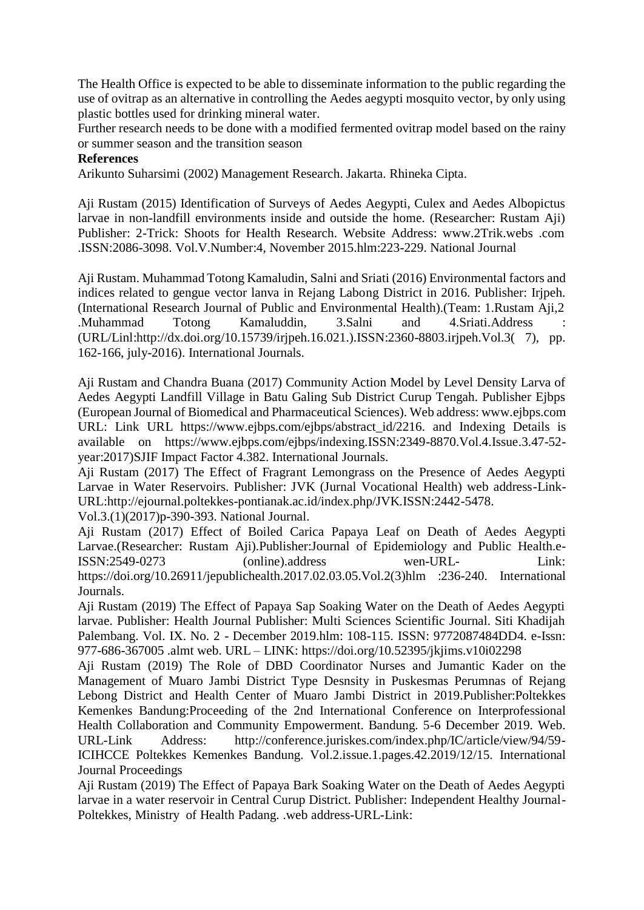The Health Office is expected to be able to disseminate information to the public regarding the use of ovitrap as an alternative in controlling the Aedes aegypti mosquito vector, by only using plastic bottles used for drinking mineral water.

Further research needs to be done with a modified fermented ovitrap model based on the rainy or summer season and the transition season

**References**

Arikunto Suharsimi (2002) Management Research. Jakarta. Rhineka Cipta.

Aji Rustam (2015) Identification of Surveys of Aedes Aegypti, Culex and Aedes Albopictus larvae in non-landfill environments inside and outside the home. (Researcher: Rustam Aji) Publisher: 2-Trick: Shoots for Health Research. Website Address: www.2Trik.webs .com .ISSN:2086-3098. Vol.V.Number:4, November 2015.hlm:223-229. National Journal

Aji Rustam. Muhammad Totong Kamaludin, Salni and Sriati (2016) Environmental factors and indices related to gengue vector lanva in Rejang Labong District in 2016. Publisher: Irjpeh. (International Research Journal of Public and Environmental Health).(Team: 1.Rustam Aji,2 .Muhammad Totong Kamaluddin, 3.Salni and 4.Sriati.Address : (URL/Linl:http://dx.doi.org/10.15739/irjpeh.16.021.).ISSN:2360-8803.irjpeh.Vol.3( 7), pp. 162-166, july-2016). International Journals.

Aji Rustam and Chandra Buana (2017) Community Action Model by Level Density Larva of Aedes Aegypti Landfill Village in Batu Galing Sub District Curup Tengah. Publisher Ejbps (European Journal of Biomedical and Pharmaceutical Sciences). Web address: www.ejbps.com URL: Link URL https://www.ejbps.com/ejbps/abstract_id/2216. and Indexing Details is available on https://www.ejbps.com/ejbps/indexing.ISSN:2349-8870.Vol.4.Issue.3.47-52-year:2017)SJIF Impact Factor 4.382. International Journals.

Aji Rustam (2017) The Effect of Fragrant Lemongrass on the Presence of Aedes Aegypti Larvae in Water Reservoirs. Publisher: JVK (Jurnal Vocational Health) web address-Link-URL:http://ejournal.poltekkes-pontianak.ac.id/index.php/JVK.ISSN:2442-5478. Vol.3.(1)(2017)p-390-393. National Journal.

Aji Rustam (2017) Effect of Boiled Carica Papaya Leaf on Death of Aedes Aegypti Larvae.(Researcher: Rustam Aji).Publisher:Journal of Epidemiology and Public Health.e-ISSN:2549-0273 (online).address wen-URL- Link: https://doi.org/10.26911/jepublichealth.2017.02.03.05.Vol.2(3)hlm :236-240. International Journals.

Aji Rustam (2019) The Effect of Papaya Sap Soaking Water on the Death of Aedes Aegypti larvae. Publisher: Health Journal Publisher: Multi Sciences Scientific Journal. Siti Khadijah Palembang. Vol. IX. No. 2 - December 2019.hlm: 108-115. ISSN: 9772087484DD4. e-Issn: 977-686-367005 .almt web. URL – LINK: https://doi.org/10.52395/jkjims.v10i02298

Aji Rustam (2019) The Role of DBD Coordinator Nurses and Jumantic Kader on the Management of Muaro Jambi District Type Desnsity in Puskesmas Perumnas of Rejang Lebong District and Health Center of Muaro Jambi District in 2019.Publisher:Poltekkes Kemenkes Bandung:Proceeding of the 2nd International Conference on Interprofessional Health Collaboration and Community Empowerment. Bandung. 5-6 December 2019. Web. URL-Link Address: http://conference.juriskes.com/index.php/IC/article/view/94/59-ICIHCCE Poltekkes Kemenkes Bandung. Vol.2.issue.1.pages.42.2019/12/15. International Journal Proceedings

Aji Rustam (2019) The Effect of Papaya Bark Soaking Water on the Death of Aedes Aegypti larvae in a water reservoir in Central Curup District. Publisher: Independent Healthy Journal-Poltekkes, Ministry of Health Padang. .web address-URL-Link: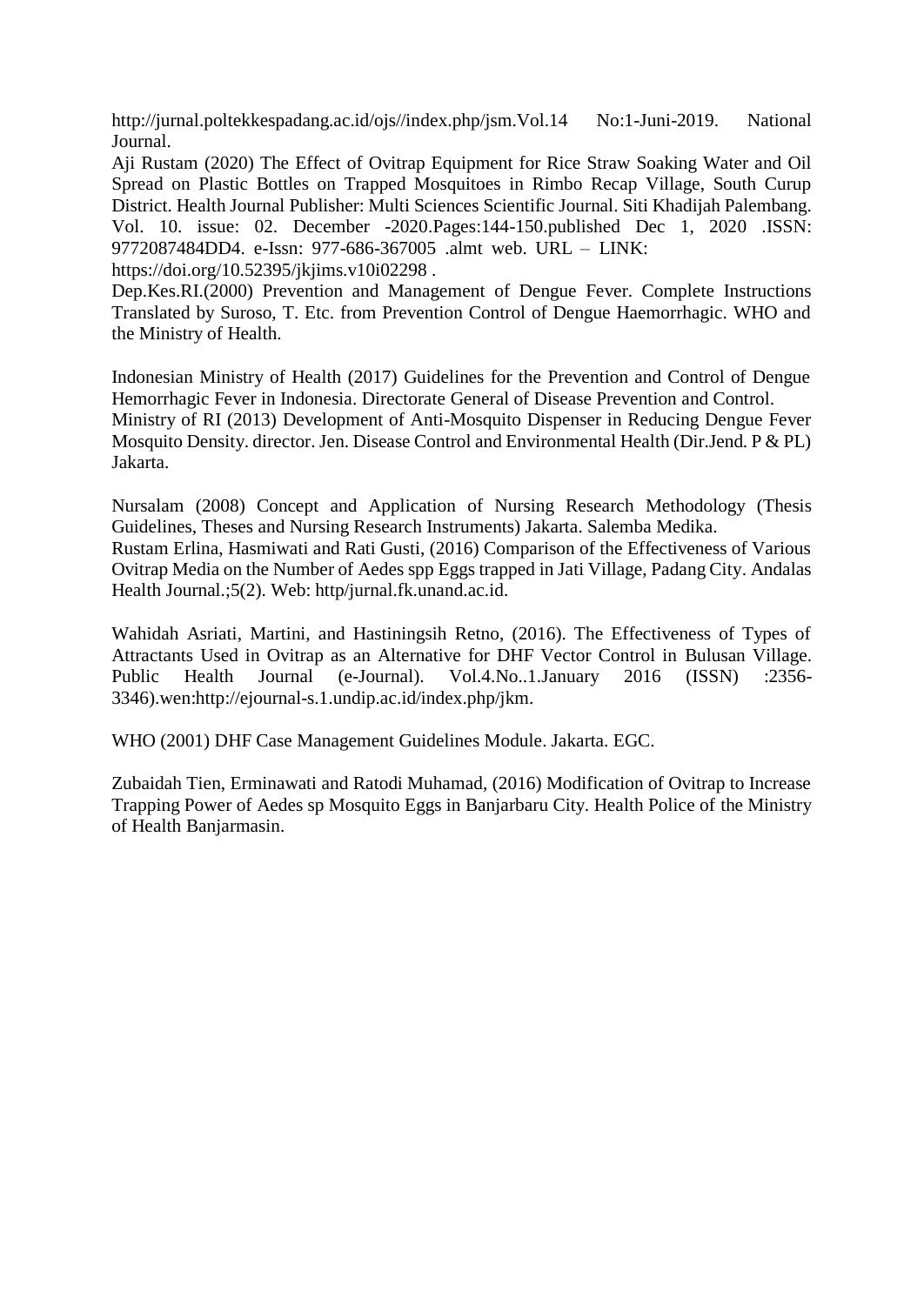http://jurnal.poltekkespadang.ac.id/ojs//index.php/jsm.Vol.14 No:1-Juni-2019. National Journal.

Aji Rustam (2020) The Effect of Ovitrap Equipment for Rice Straw Soaking Water and Oil Spread on Plastic Bottles on Trapped Mosquitoes in Rimbo Recap Village, South Curup District. Health Journal Publisher: Multi Sciences Scientific Journal. Siti Khadijah Palembang. Vol. 10. issue: 02. December -2020.Pages:144-150.published Dec 1, 2020 .ISSN: 9772087484DD4. e-Issn: 977-686-367005 .almt web. URL – LINK: https://doi.org/10.52395/jkjims.v10i02298 .

Dep.Kes.RI.(2000) Prevention and Management of Dengue Fever. Complete Instructions Translated by Suroso, T. Etc. from Prevention Control of Dengue Haemorrhagic. WHO and the Ministry of Health.

Indonesian Ministry of Health (2017) Guidelines for the Prevention and Control of Dengue Hemorrhagic Fever in Indonesia. Directorate General of Disease Prevention and Control.

Ministry of RI (2013) Development of Anti-Mosquito Dispenser in Reducing Dengue Fever Mosquito Density. director. Jen. Disease Control and Environmental Health (Dir.Jend. P & PL) Jakarta.

Nursalam (2008) Concept and Application of Nursing Research Methodology (Thesis Guidelines, Theses and Nursing Research Instruments) Jakarta. Salemba Medika.

Rustam Erlina, Hasmiwati and Rati Gusti, (2016) Comparison of the Effectiveness of Various Ovitrap Media on the Number of Aedes spp Eggs trapped in Jati Village, Padang City. Andalas Health Journal.;5(2). Web: http/jurnal.fk.unand.ac.id.

Wahidah Asriati, Martini, and Hastiningsih Retno, (2016). The Effectiveness of Types of Attractants Used in Ovitrap as an Alternative for DHF Vector Control in Bulusan Village. Public Health Journal (e-Journal). Vol.4.No..1.January 2016 (ISSN) :2356-3346).wen:http://ejournal-s.1.undip.ac.id/index.php/jkm.

WHO (2001) DHF Case Management Guidelines Module. Jakarta. EGC.

Zubaidah Tien, Erminawati and Ratodi Muhamad, (2016) Modification of Ovitrap to Increase Trapping Power of Aedes sp Mosquito Eggs in Banjarbaru City. Health Police of the Ministry of Health Banjarmasin.